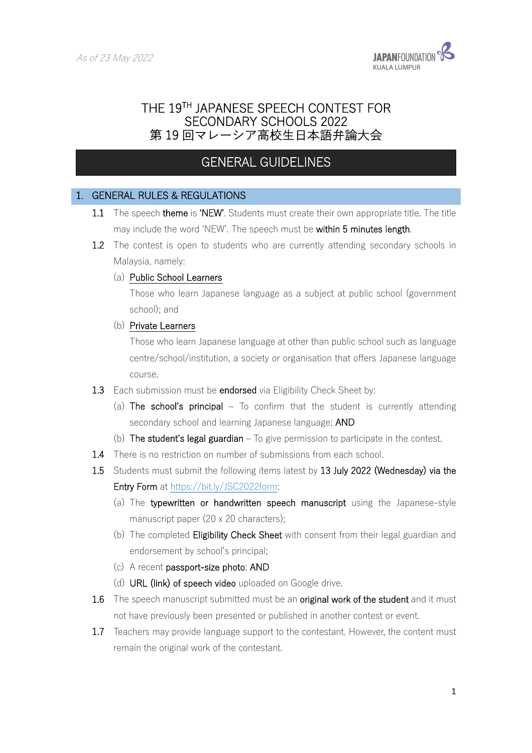*As of 23 May 2022*

# THE 19TH JAPANESE SPEECH CONTEST FOR SECONDARY SCHOOLS 2022
# 第19回マレーシア高校生日本語弁論大会

## GENERAL GUIDELINES

### 1. GENERAL RULES & REGULATIONS

1.1 The speech **theme** is **'NEW'**. Students must create their own appropriate title. The title may include the word 'NEW'. The speech must be **within 5 minutes length**.

1.2 The contest is open to students who are currently attending secondary schools in Malaysia, namely:

(a) Public School Learners

Those who learn Japanese language as a subject at public school (government school); and

(b) Private Learners

Those who learn Japanese language at other than public school such as language centre/school/institution, a society or organisation that offers Japanese language course.

1.3 Each submission must be **endorsed** via Eligibility Check Sheet by:

(a) **The school's principal** – To confirm that the student is currently attending secondary school and learning Japanese language; **AND**

(b) **The student's legal guardian** – To give permission to participate in the contest.

1.4 There is no restriction on number of submissions from each school.

1.5 Students must submit the following items latest by **13 July 2022 (Wednesday) via the Entry Form** at https://bit.ly/JSC2022form:

(a) The **typewritten or handwritten speech manuscript** using the Japanese-style manuscript paper (20 x 20 characters);

(b) The completed **Eligibility Check Sheet** with consent from their legal guardian and endorsement by school's principal;

(c) A recent **passport-size photo**; **AND**

(d) **URL (link) of speech video** uploaded on Google drive.

1.6 The speech manuscript submitted must be an **original work of the student** and it must not have previously been presented or published in another contest or event.

1.7 Teachers may provide language support to the contestant. However, the content must remain the original work of the contestant.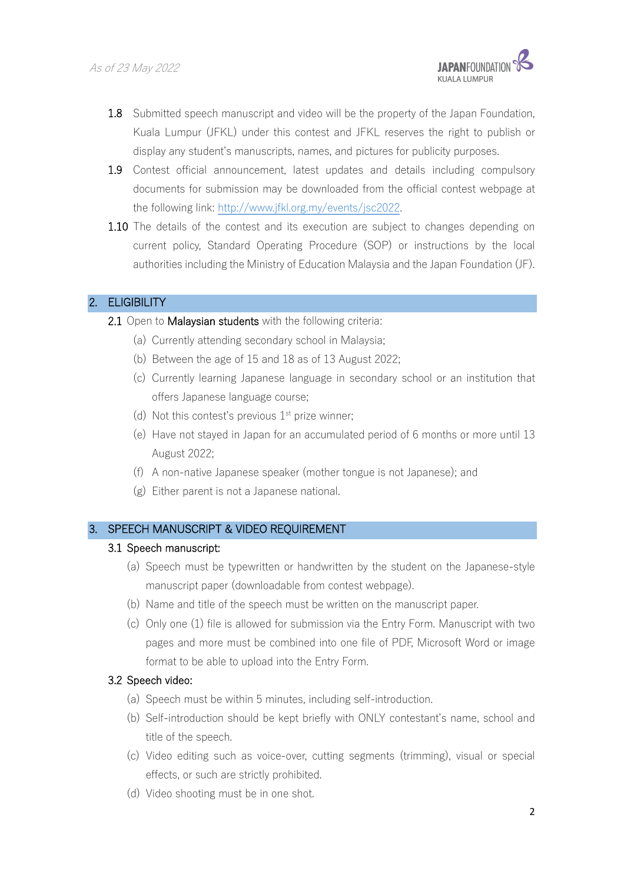1.8 Submitted speech manuscript and video will be the property of the Japan Foundation, Kuala Lumpur (JFKL) under this contest and JFKL reserves the right to publish or display any student's manuscripts, names, and pictures for publicity purposes.

1.9 Contest official announcement, latest updates and details including compulsory documents for submission may be downloaded from the official contest webpage at the following link: http://www.jfkl.org.my/events/jsc2022.

1.10 The details of the contest and its execution are subject to changes depending on current policy, Standard Operating Procedure (SOP) or instructions by the local authorities including the Ministry of Education Malaysia and the Japan Foundation (JF).

## 2. ELIGIBILITY

2.1 Open to **Malaysian students** with the following criteria:

- (a) Currently attending secondary school in Malaysia;
- (b) Between the age of 15 and 18 as of 13 August 2022;
- (c) Currently learning Japanese language in secondary school or an institution that offers Japanese language course;
- (d) Not this contest's previous 1st prize winner;
- (e) Have not stayed in Japan for an accumulated period of 6 months or more until 13 August 2022;
- (f) A non-native Japanese speaker (mother tongue is not Japanese); and
- (g) Either parent is not a Japanese national.

## 3. SPEECH MANUSCRIPT & VIDEO REQUIREMENT

### 3.1 Speech manuscript:

- (a) Speech must be typewritten or handwritten by the student on the Japanese-style manuscript paper (downloadable from contest webpage).
- (b) Name and title of the speech must be written on the manuscript paper.
- (c) Only one (1) file is allowed for submission via the Entry Form. Manuscript with two pages and more must be combined into one file of PDF, Microsoft Word or image format to be able to upload into the Entry Form.

### 3.2 Speech video:

- (a) Speech must be within 5 minutes, including self-introduction.
- (b) Self-introduction should be kept briefly with ONLY contestant's name, school and title of the speech.
- (c) Video editing such as voice-over, cutting segments (trimming), visual or special effects, or such are strictly prohibited.
- (d) Video shooting must be in one shot.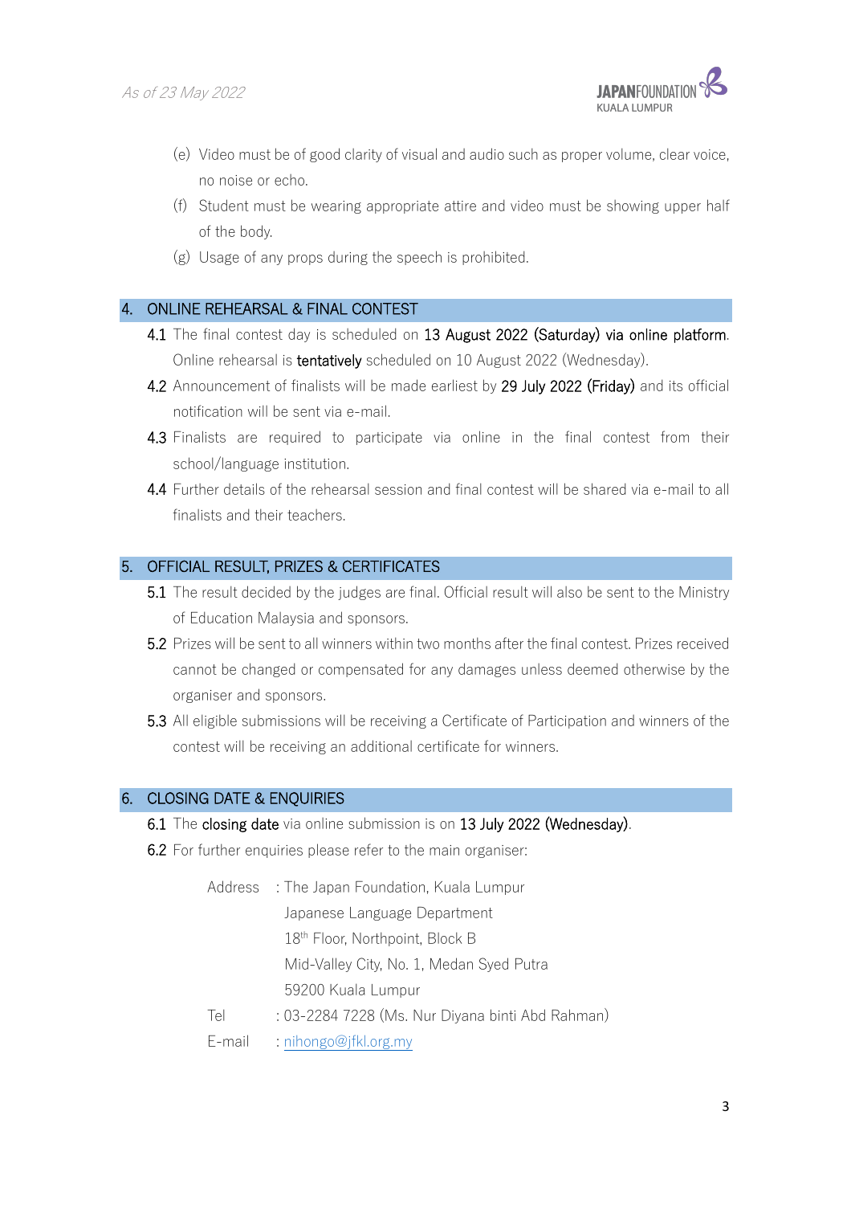(e) Video must be of good clarity of visual and audio such as proper volume, clear voice, no noise or echo.

(f) Student must be wearing appropriate attire and video must be showing upper half of the body.

(g) Usage of any props during the speech is prohibited.

## 4. ONLINE REHEARSAL & FINAL CONTEST

**4.1** The final contest day is scheduled on **13 August 2022 (Saturday) via online platform**. Online rehearsal is **tentatively** scheduled on 10 August 2022 (Wednesday).

**4.2** Announcement of finalists will be made earliest by **29 July 2022 (Friday)** and its official notification will be sent via e-mail.

**4.3** Finalists are required to participate via online in the final contest from their school/language institution.

**4.4** Further details of the rehearsal session and final contest will be shared via e-mail to all finalists and their teachers.

## 5. OFFICIAL RESULT, PRIZES & CERTIFICATES

**5.1** The result decided by the judges are final. Official result will also be sent to the Ministry of Education Malaysia and sponsors.

**5.2** Prizes will be sent to all winners within two months after the final contest. Prizes received cannot be changed or compensated for any damages unless deemed otherwise by the organiser and sponsors.

**5.3** All eligible submissions will be receiving a Certificate of Participation and winners of the contest will be receiving an additional certificate for winners.

## 6. CLOSING DATE & ENQUIRIES

**6.1** The **closing date** via online submission is on **13 July 2022 (Wednesday)**.

**6.2** For further enquiries please refer to the main organiser:

Address : The Japan Foundation, Kuala Lumpur
Japanese Language Department
18th Floor, Northpoint, Block B
Mid-Valley City, No. 1, Medan Syed Putra
59200 Kuala Lumpur

Tel : 03-2284 7228 (Ms. Nur Diyana binti Abd Rahman)

E-mail : nihongo@jfkl.org.my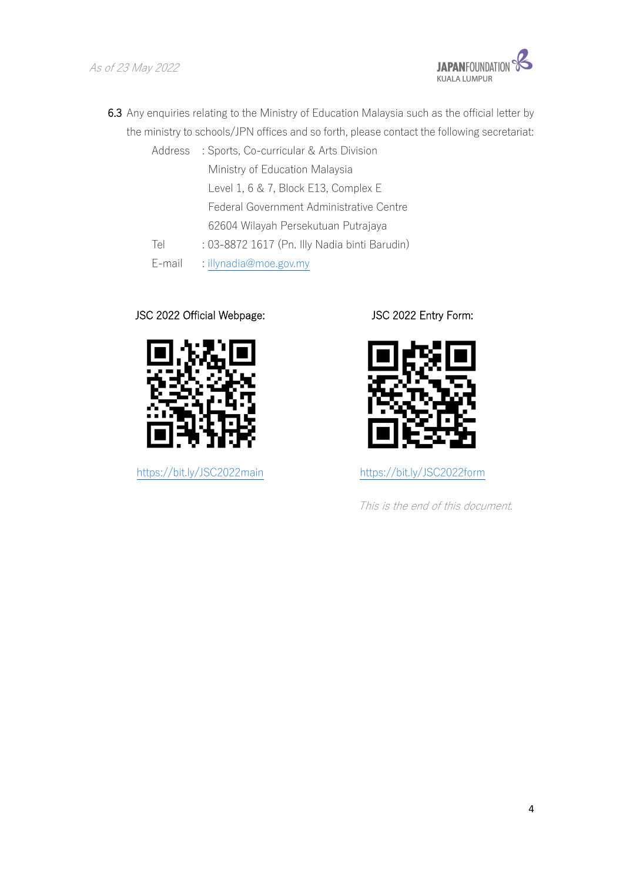6.3 Any enquiries relating to the Ministry of Education Malaysia such as the official letter by the ministry to schools/JPN offices and so forth, please contact the following secretariat:

Address : Sports, Co-curricular & Arts Division
Ministry of Education Malaysia
Level 1, 6 & 7, Block E13, Complex E
Federal Government Administrative Centre
62604 Wilayah Persekutuan Putrajaya

Tel : 03-8872 1617 (Pn. Illy Nadia binti Barudin)

E-mail : illynadia@moe.gov.my

JSC 2022 Official Webpage:

https://bit.ly/JSC2022main

JSC 2022 Entry Form:

https://bit.ly/JSC2022form

*This is the end of this document.*